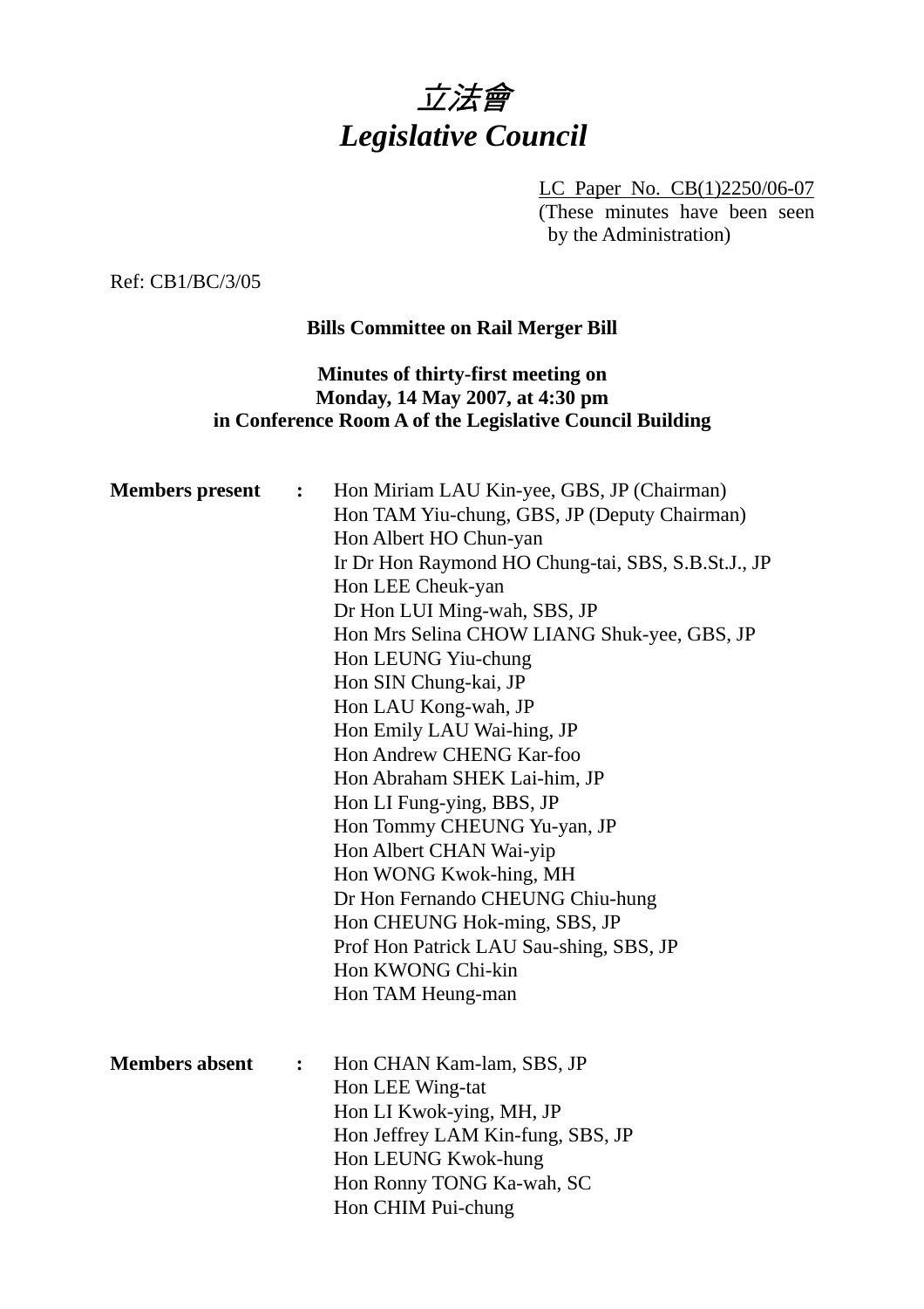# 立法會
# *Legislative Council*

LC Paper No. CB(1)2250/06-07
(These minutes have been seen by the Administration)

Ref: CB1/BC/3/05

**Bills Committee on Rail Merger Bill**

**Minutes of thirty-first meeting on**
**Monday, 14 May 2007, at 4:30 pm**
**in Conference Room A of the Legislative Council Building**

**Members present :**

Hon Miriam LAU Kin-yee, GBS, JP (Chairman)
Hon TAM Yiu-chung, GBS, JP (Deputy Chairman)
Hon Albert HO Chun-yan
Ir Dr Hon Raymond HO Chung-tai, SBS, S.B.St.J., JP
Hon LEE Cheuk-yan
Dr Hon LUI Ming-wah, SBS, JP
Hon Mrs Selina CHOW LIANG Shuk-yee, GBS, JP
Hon LEUNG Yiu-chung
Hon SIN Chung-kai, JP
Hon LAU Kong-wah, JP
Hon Emily LAU Wai-hing, JP
Hon Andrew CHENG Kar-foo
Hon Abraham SHEK Lai-him, JP
Hon LI Fung-ying, BBS, JP
Hon Tommy CHEUNG Yu-yan, JP
Hon Albert CHAN Wai-yip
Hon WONG Kwok-hing, MH
Dr Hon Fernando CHEUNG Chiu-hung
Hon CHEUNG Hok-ming, SBS, JP
Prof Hon Patrick LAU Sau-shing, SBS, JP
Hon KWONG Chi-kin
Hon TAM Heung-man

**Members absent :**

Hon CHAN Kam-lam, SBS, JP
Hon LEE Wing-tat
Hon LI Kwok-ying, MH, JP
Hon Jeffrey LAM Kin-fung, SBS, JP
Hon LEUNG Kwok-hung
Hon Ronny TONG Ka-wah, SC
Hon CHIM Pui-chung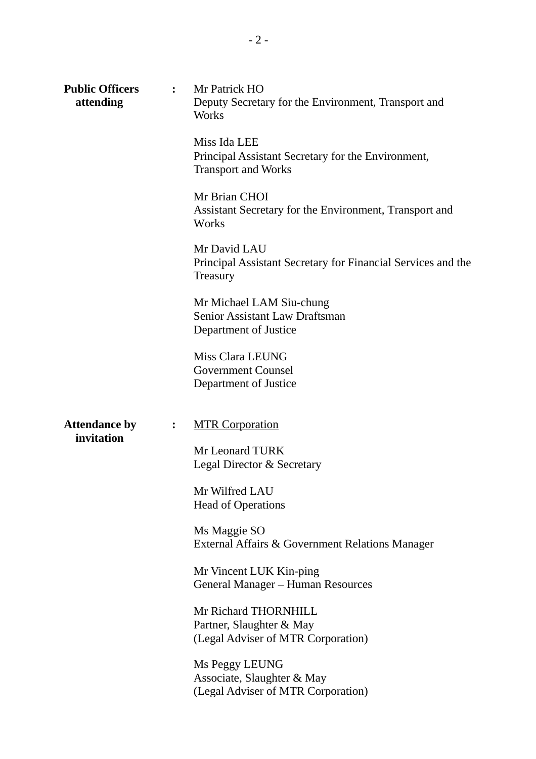**Public Officers attending** : Mr Patrick HO
Deputy Secretary for the Environment, Transport and Works

Miss Ida LEE
Principal Assistant Secretary for the Environment, Transport and Works

Mr Brian CHOI
Assistant Secretary for the Environment, Transport and Works

Mr David LAU
Principal Assistant Secretary for Financial Services and the Treasury

Mr Michael LAM Siu-chung
Senior Assistant Law Draftsman
Department of Justice

Miss Clara LEUNG
Government Counsel
Department of Justice

**Attendance by invitation** : MTR Corporation

Mr Leonard TURK
Legal Director & Secretary

Mr Wilfred LAU
Head of Operations

Ms Maggie SO
External Affairs & Government Relations Manager

Mr Vincent LUK Kin-ping
General Manager – Human Resources

Mr Richard THORNHILL
Partner, Slaughter & May
(Legal Adviser of MTR Corporation)

Ms Peggy LEUNG
Associate, Slaughter & May
(Legal Adviser of MTR Corporation)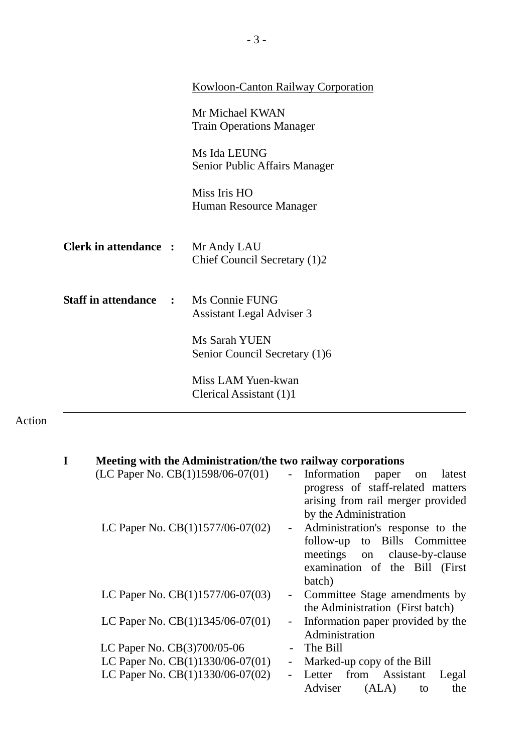Kowloon-Canton Railway Corporation

Mr Michael KWAN
Train Operations Manager

Ms Ida LEUNG
Senior Public Affairs Manager

Miss Iris HO
Human Resource Manager

**Clerk in attendance :** Mr Andy LAU
Chief Council Secretary (1)2

**Staff in attendance :** Ms Connie FUNG
Assistant Legal Adviser 3

Ms Sarah YUEN
Senior Council Secretary (1)6

Miss LAM Yuen-kwan
Clerical Assistant (1)1

---

Action

**I Meeting with the Administration/the two railway corporations**

(LC Paper No. CB(1)1598/06-07(01) - Information paper on latest progress of staff-related matters arising from rail merger provided by the Administration

LC Paper No. CB(1)1577/06-07(02) - Administration's response to the follow-up to Bills Committee meetings on clause-by-clause examination of the Bill (First batch)

LC Paper No. CB(1)1577/06-07(03) - Committee Stage amendments by the Administration (First batch)

LC Paper No. CB(1)1345/06-07(01) - Information paper provided by the Administration

LC Paper No. CB(3)700/05-06 - The Bill

LC Paper No. CB(1)1330/06-07(01) - Marked-up copy of the Bill

LC Paper No. CB(1)1330/06-07(02) - Letter from Assistant Legal Adviser (ALA) to the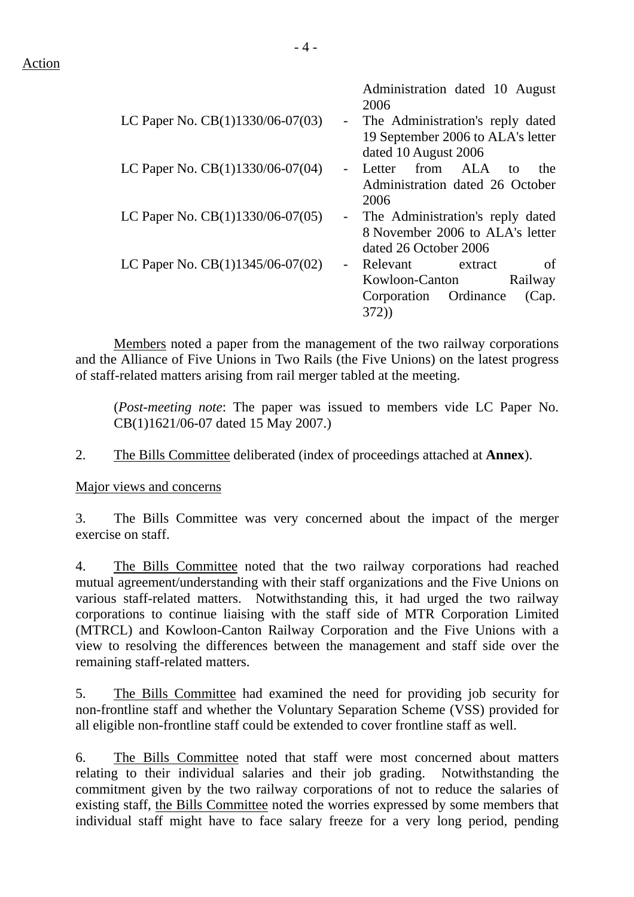Action

| | | |
|---|---|---|
| | | Administration dated 10 August 2006 |
| LC Paper No. CB(1)1330/06-07(03) | - | The Administration's reply dated 19 September 2006 to ALA's letter dated 10 August 2006 |
| LC Paper No. CB(1)1330/06-07(04) | - | Letter from ALA to the Administration dated 26 October 2006 |
| LC Paper No. CB(1)1330/06-07(05) | - | The Administration's reply dated 8 November 2006 to ALA's letter dated 26 October 2006 |
| LC Paper No. CB(1)1345/06-07(02) | - | Relevant extract of Kowloon-Canton Railway Corporation Ordinance (Cap. 372)) |

Members noted a paper from the management of the two railway corporations and the Alliance of Five Unions in Two Rails (the Five Unions) on the latest progress of staff-related matters arising from rail merger tabled at the meeting.

(*Post-meeting note*: The paper was issued to members vide LC Paper No. CB(1)1621/06-07 dated 15 May 2007.)

2. The Bills Committee deliberated (index of proceedings attached at **Annex**).

Major views and concerns

3. The Bills Committee was very concerned about the impact of the merger exercise on staff.

4. The Bills Committee noted that the two railway corporations had reached mutual agreement/understanding with their staff organizations and the Five Unions on various staff-related matters. Notwithstanding this, it had urged the two railway corporations to continue liaising with the staff side of MTR Corporation Limited (MTRCL) and Kowloon-Canton Railway Corporation and the Five Unions with a view to resolving the differences between the management and staff side over the remaining staff-related matters.

5. The Bills Committee had examined the need for providing job security for non-frontline staff and whether the Voluntary Separation Scheme (VSS) provided for all eligible non-frontline staff could be extended to cover frontline staff as well.

6. The Bills Committee noted that staff were most concerned about matters relating to their individual salaries and their job grading. Notwithstanding the commitment given by the two railway corporations of not to reduce the salaries of existing staff, the Bills Committee noted the worries expressed by some members that individual staff might have to face salary freeze for a very long period, pending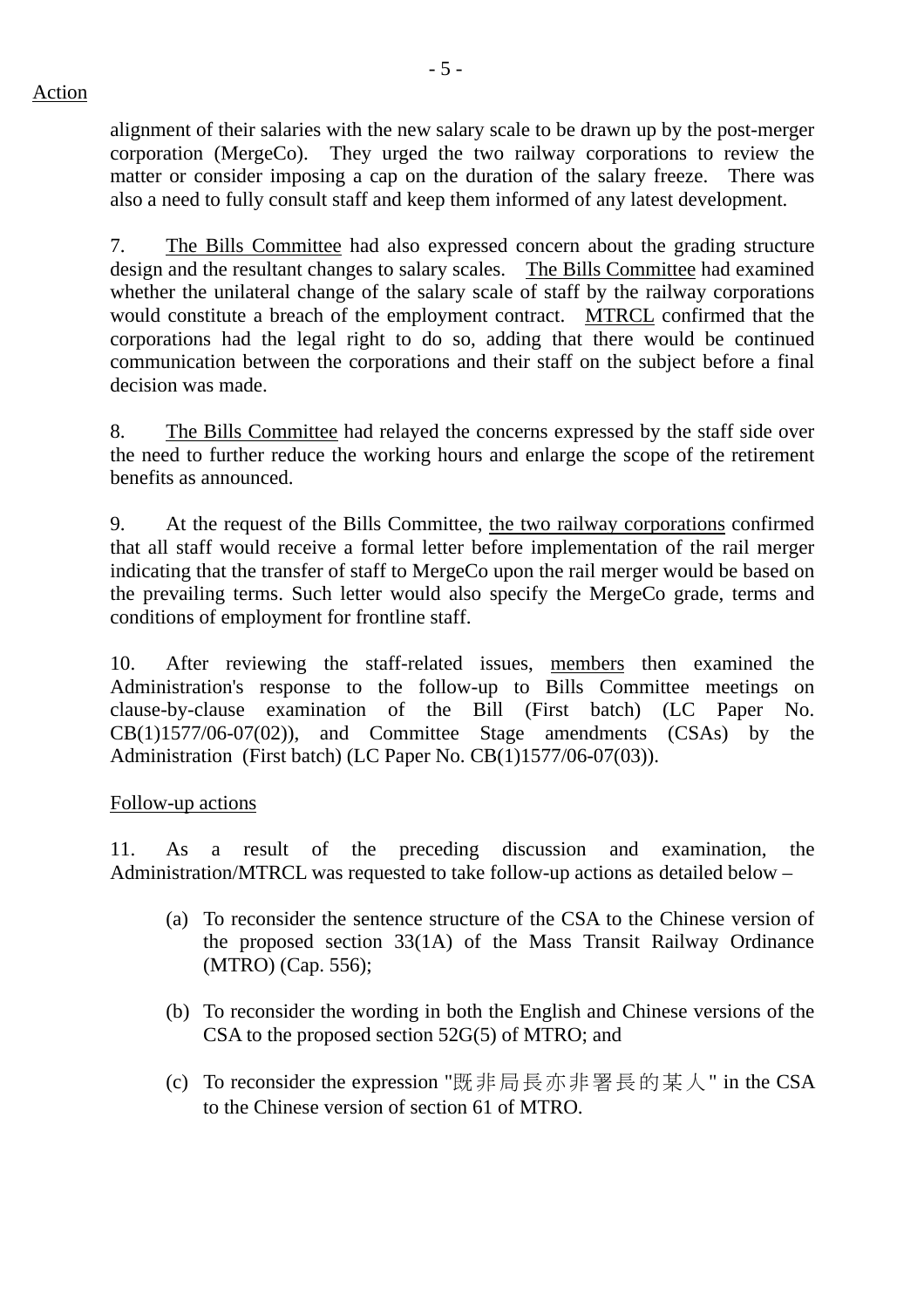Action

alignment of their salaries with the new salary scale to be drawn up by the post-merger corporation (MergeCo). They urged the two railway corporations to review the matter or consider imposing a cap on the duration of the salary freeze. There was also a need to fully consult staff and keep them informed of any latest development.

7. The Bills Committee had also expressed concern about the grading structure design and the resultant changes to salary scales. The Bills Committee had examined whether the unilateral change of the salary scale of staff by the railway corporations would constitute a breach of the employment contract. MTRCL confirmed that the corporations had the legal right to do so, adding that there would be continued communication between the corporations and their staff on the subject before a final decision was made.

8. The Bills Committee had relayed the concerns expressed by the staff side over the need to further reduce the working hours and enlarge the scope of the retirement benefits as announced.

9. At the request of the Bills Committee, the two railway corporations confirmed that all staff would receive a formal letter before implementation of the rail merger indicating that the transfer of staff to MergeCo upon the rail merger would be based on the prevailing terms. Such letter would also specify the MergeCo grade, terms and conditions of employment for frontline staff.

10. After reviewing the staff-related issues, members then examined the Administration's response to the follow-up to Bills Committee meetings on clause-by-clause examination of the Bill (First batch) (LC Paper No. CB(1)1577/06-07(02)), and Committee Stage amendments (CSAs) by the Administration (First batch) (LC Paper No. CB(1)1577/06-07(03)).

Follow-up actions

11. As a result of the preceding discussion and examination, the Administration/MTRCL was requested to take follow-up actions as detailed below –

(a) To reconsider the sentence structure of the CSA to the Chinese version of the proposed section 33(1A) of the Mass Transit Railway Ordinance (MTRO) (Cap. 556);

(b) To reconsider the wording in both the English and Chinese versions of the CSA to the proposed section 52G(5) of MTRO; and

(c) To reconsider the expression "既非局長亦非署長的某人" in the CSA to the Chinese version of section 61 of MTRO.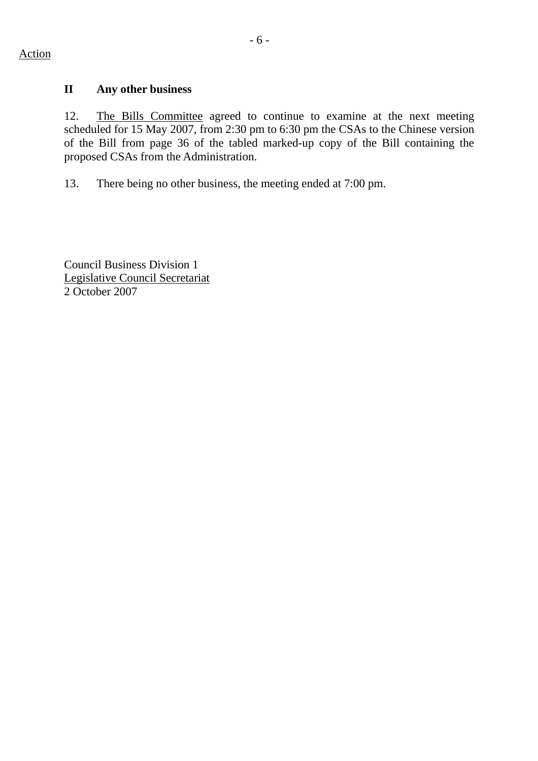Action

## II Any other business

12. The Bills Committee agreed to continue to examine at the next meeting scheduled for 15 May 2007, from 2:30 pm to 6:30 pm the CSAs to the Chinese version of the Bill from page 36 of the tabled marked-up copy of the Bill containing the proposed CSAs from the Administration.

13. There being no other business, the meeting ended at 7:00 pm.

Council Business Division 1
Legislative Council Secretariat
2 October 2007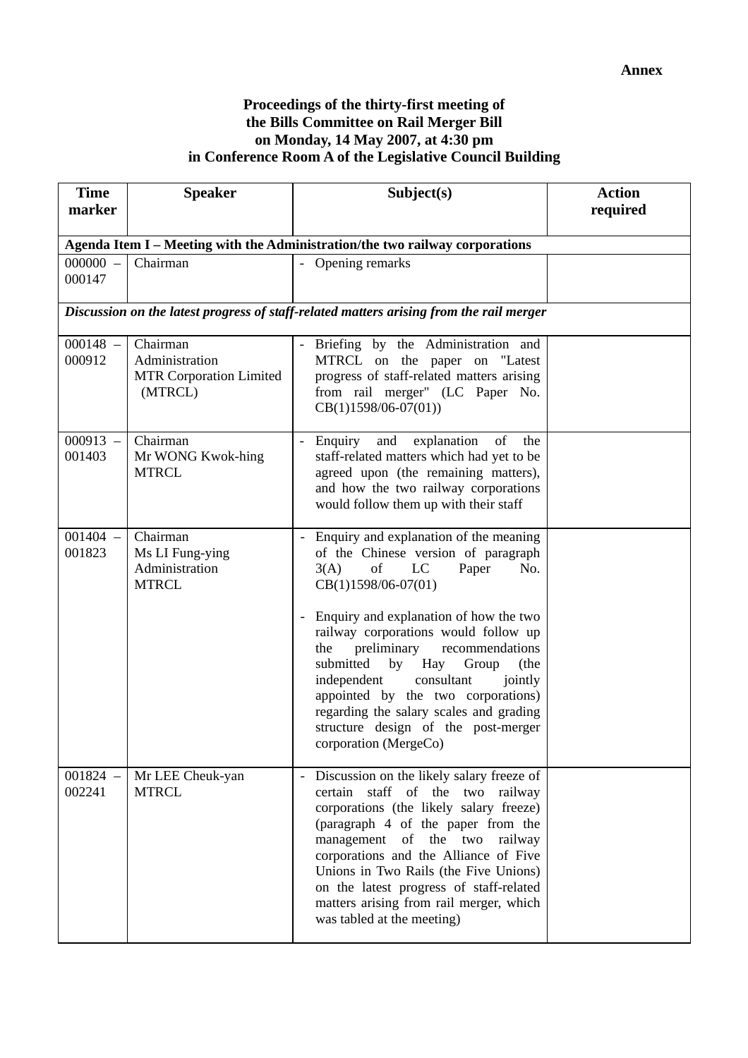**Annex**

**Proceedings of the thirty-first meeting of the Bills Committee on Rail Merger Bill on Monday, 14 May 2007, at 4:30 pm in Conference Room A of the Legislative Council Building**

| Time marker | Speaker | Subject(s) | Action required |
|---|---|---|---|
| **Agenda Item I – Meeting with the Administration/the two railway corporations** | | | |
| 000000 – 000147 | Chairman | - Opening remarks | |
| ***Discussion on the latest progress of staff-related matters arising from the rail merger*** | | | |
| 000148 – 000912 | Chairman<br>Administration<br>MTR Corporation Limited (MTRCL) | - Briefing by the Administration and MTRCL on the paper on "Latest progress of staff-related matters arising from rail merger" (LC Paper No. CB(1)1598/06-07(01)) | |
| 000913 – 001403 | Chairman<br>Mr WONG Kwok-hing<br>MTRCL | - Enquiry and explanation of the staff-related matters which had yet to be agreed upon (the remaining matters), and how the two railway corporations would follow them up with their staff | |
| 001404 – 001823 | Chairman<br>Ms LI Fung-ying<br>Administration<br>MTRCL | - Enquiry and explanation of the meaning of the Chinese version of paragraph 3(A) of LC Paper No. CB(1)1598/06-07(01)<br><br>- Enquiry and explanation of how the two railway corporations would follow up the preliminary recommendations submitted by Hay Group (the independent consultant jointly appointed by the two corporations) regarding the salary scales and grading structure design of the post-merger corporation (MergeCo) | |
| 001824 – 002241 | Mr LEE Cheuk-yan<br>MTRCL | - Discussion on the likely salary freeze of certain staff of the two railway corporations (the likely salary freeze) (paragraph 4 of the paper from the management of the two railway corporations and the Alliance of Five Unions in Two Rails (the Five Unions) on the latest progress of staff-related matters arising from rail merger, which was tabled at the meeting) | |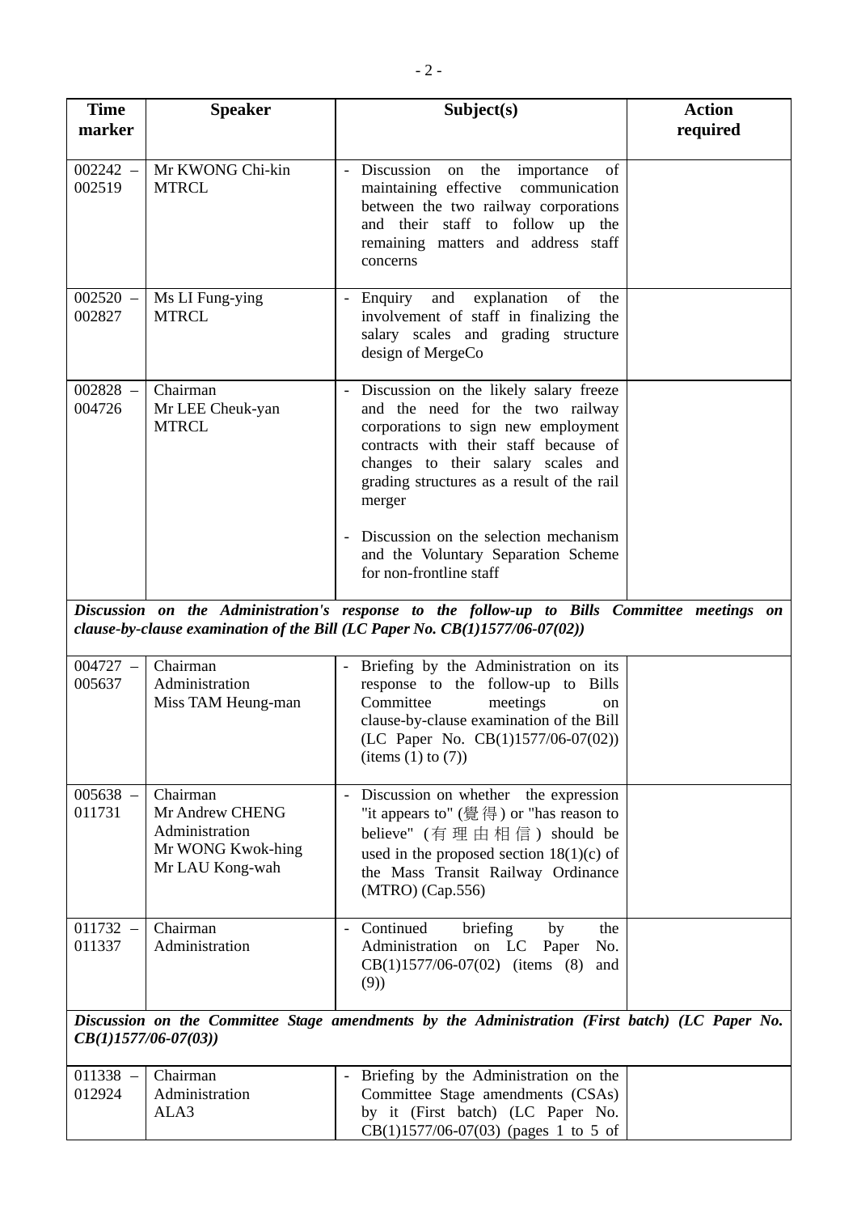| Time marker | Speaker | Subject(s) | Action required |
|---|---|---|---|
| 002242 – 002519 | Mr KWONG Chi-kin<br>MTRCL | - Discussion on the importance of maintaining effective communication between the two railway corporations and their staff to follow up the remaining matters and address staff concerns | |
| 002520 – 002827 | Ms LI Fung-ying<br>MTRCL | - Enquiry and explanation of the involvement of staff in finalizing the salary scales and grading structure design of MergeCo | |
| 002828 – 004726 | Chairman<br>Mr LEE Cheuk-yan<br>MTRCL | - Discussion on the likely salary freeze and the need for the two railway corporations to sign new employment contracts with their staff because of changes to their salary scales and grading structures as a result of the rail merger<br><br>- Discussion on the selection mechanism and the Voluntary Separation Scheme for non-frontline staff | |
| ***Discussion on the Administration's response to the follow-up to Bills Committee meetings on clause-by-clause examination of the Bill (LC Paper No. CB(1)1577/06-07(02))*** | | | |
| 004727 – 005637 | Chairman<br>Administration<br>Miss TAM Heung-man | - Briefing by the Administration on its response to the follow-up to Bills Committee meetings on clause-by-clause examination of the Bill (LC Paper No. CB(1)1577/06-07(02)) (items (1) to (7)) | |
| 005638 – 011731 | Chairman<br>Mr Andrew CHENG<br>Administration<br>Mr WONG Kwok-hing<br>Mr LAU Kong-wah | - Discussion on whether the expression "it appears to" (覺得) or "has reason to believe" (有理由相信) should be used in the proposed section 18(1)(c) of the Mass Transit Railway Ordinance (MTRO) (Cap.556) | |
| 011732 – 011337 | Chairman<br>Administration | - Continued briefing by the Administration on LC Paper No. CB(1)1577/06-07(02) (items (8) and (9)) | |
| ***Discussion on the Committee Stage amendments by the Administration (First batch) (LC Paper No. CB(1)1577/06-07(03))*** | | | |
| 011338 – 012924 | Chairman<br>Administration<br>ALA3 | - Briefing by the Administration on the Committee Stage amendments (CSAs) by it (First batch) (LC Paper No. CB(1)1577/06-07(03) (pages 1 to 5 of | |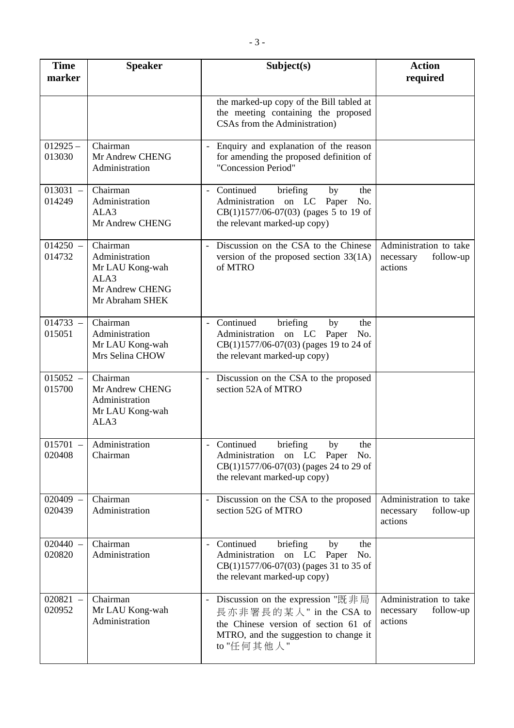| Time marker | Speaker | Subject(s) | Action required |
|---|---|---|---|
| | | the marked-up copy of the Bill tabled at the meeting containing the proposed CSAs from the Administration) | |
| 012925 – 013030 | Chairman<br>Mr Andrew CHENG<br>Administration | - Enquiry and explanation of the reason for amending the proposed definition of "Concession Period" | |
| 013031 – 014249 | Chairman<br>Administration<br>ALA3<br>Mr Andrew CHENG | - Continued briefing by the Administration on LC Paper No. CB(1)1577/06-07(03) (pages 5 to 19 of the relevant marked-up copy) | |
| 014250 – 014732 | Chairman<br>Administration<br>Mr LAU Kong-wah<br>ALA3<br>Mr Andrew CHENG<br>Mr Abraham SHEK | - Discussion on the CSA to the Chinese version of the proposed section 33(1A) of MTRO | Administration to take necessary follow-up actions |
| 014733 – 015051 | Chairman<br>Administration<br>Mr LAU Kong-wah<br>Mrs Selina CHOW | - Continued briefing by the Administration on LC Paper No. CB(1)1577/06-07(03) (pages 19 to 24 of the relevant marked-up copy) | |
| 015052 – 015700 | Chairman<br>Mr Andrew CHENG<br>Administration<br>Mr LAU Kong-wah<br>ALA3 | - Discussion on the CSA to the proposed section 52A of MTRO | |
| 015701 – 020408 | Administration<br>Chairman | - Continued briefing by the Administration on LC Paper No. CB(1)1577/06-07(03) (pages 24 to 29 of the relevant marked-up copy) | |
| 020409 – 020439 | Chairman<br>Administration | - Discussion on the CSA to the proposed section 52G of MTRO | Administration to take necessary follow-up actions |
| 020440 – 020820 | Chairman<br>Administration | - Continued briefing by the Administration on LC Paper No. CB(1)1577/06-07(03) (pages 31 to 35 of the relevant marked-up copy) | |
| 020821 – 020952 | Chairman<br>Mr LAU Kong-wah<br>Administration | - Discussion on the expression "既非局長亦非署長的某人" in the CSA to the Chinese version of section 61 of MTRO, and the suggestion to change it to "任何其他人" | Administration to take necessary follow-up actions |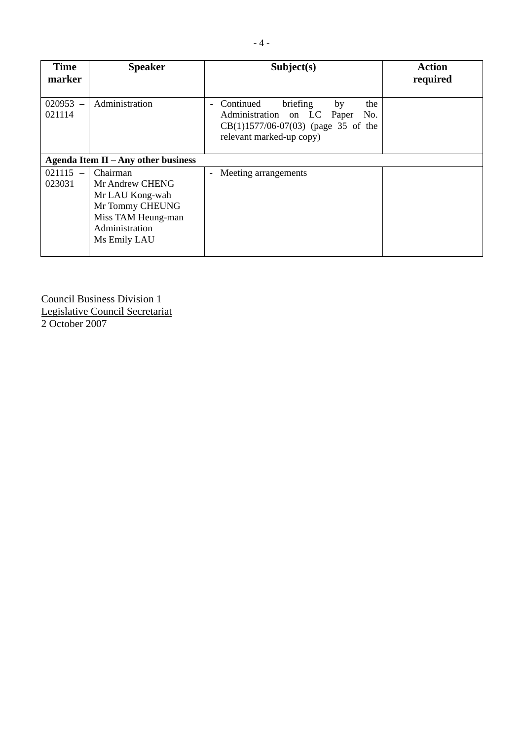| Time marker | Speaker | Subject(s) | Action required |
| --- | --- | --- | --- |
| 020953 – 021114 | Administration | - Continued briefing by the Administration on LC Paper No. CB(1)1577/06-07(03) (page 35 of the relevant marked-up copy) | |
| **Agenda Item II – Any other business** | | | |
| 021115 – 023031 | Chairman<br>Mr Andrew CHENG<br>Mr LAU Kong-wah<br>Mr Tommy CHEUNG<br>Miss TAM Heung-man<br>Administration<br>Ms Emily LAU | - Meeting arrangements | |

Council Business Division 1
Legislative Council Secretariat
2 October 2007